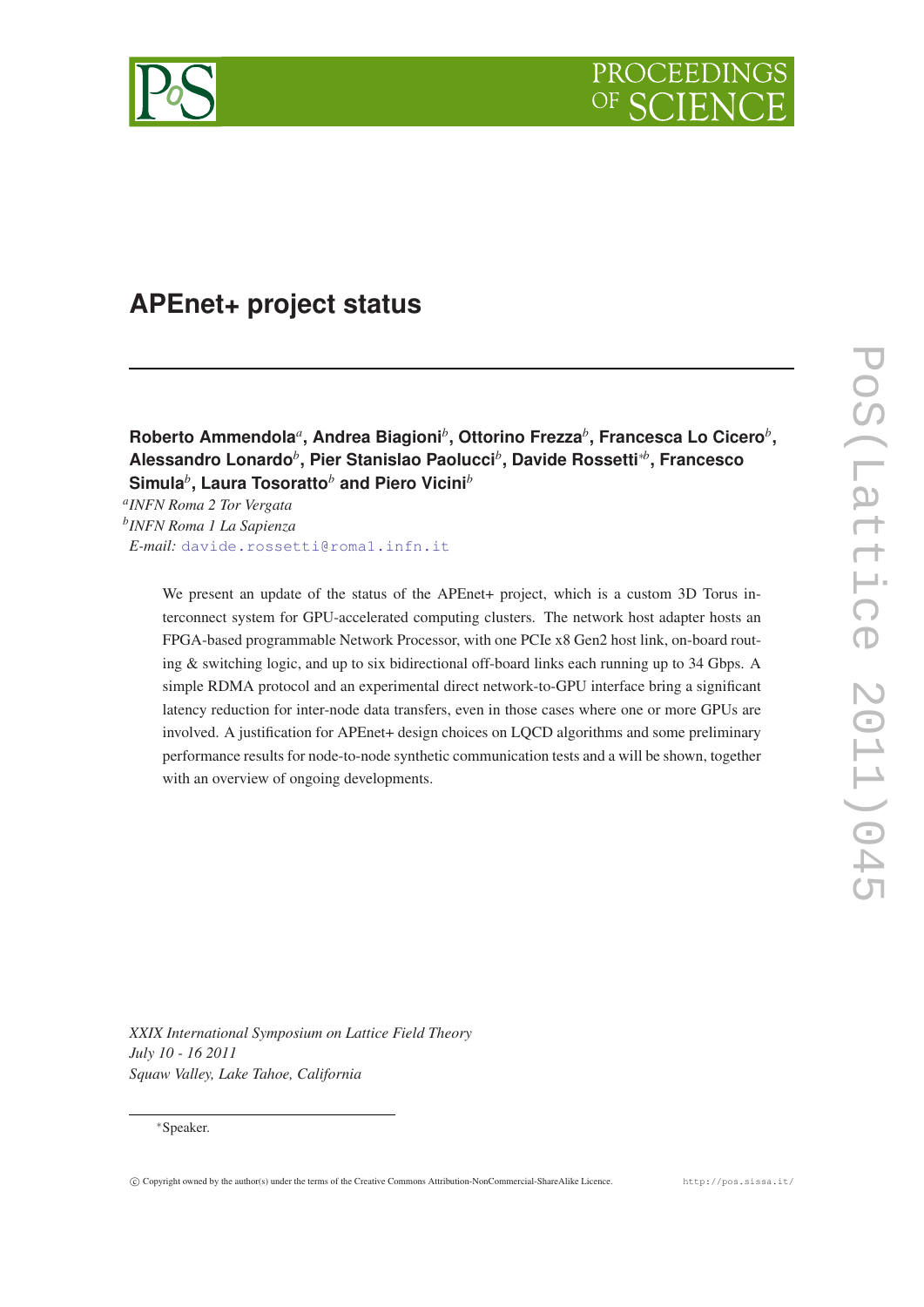# APEnet+ project status

**Roberto Ammendola**[a]**, Andrea Biagioni**[b]**, Ottorino Frezza**[b]**, Francesca Lo Cicero**[b]**, Alessandro Lonardo**[b]**, Pier Stanislao Paolucci**[b]**, Davide Rossetti**[∗b]**, Francesco Simula**[b]**, Laura Tosoratto**[b] **and Piero Vicini**[b]

[a]*INFN Roma 2 Tor Vergata*
[b]*INFN Roma 1 La Sapienza*
*E-mail:* davide.rossetti@roma1.infn.it

We present an update of the status of the APEnet+ project, which is a custom 3D Torus interconnect system for GPU-accelerated computing clusters. The network host adapter hosts an FPGA-based programmable Network Processor, with one PCIe x8 Gen2 host link, on-board routing & switching logic, and up to six bidirectional off-board links each running up to 34 Gbps. A simple RDMA protocol and an experimental direct network-to-GPU interface bring a significant latency reduction for inter-node data transfers, even in those cases where one or more GPUs are involved. A justification for APEnet+ design choices on LQCD algorithms and some preliminary performance results for node-to-node synthetic communication tests and a will be shown, together with an overview of ongoing developments.

*XXIX International Symposium on Lattice Field Theory*
*July 10 - 16 2011*
*Squaw Valley, Lake Tahoe, California*

∗Speaker.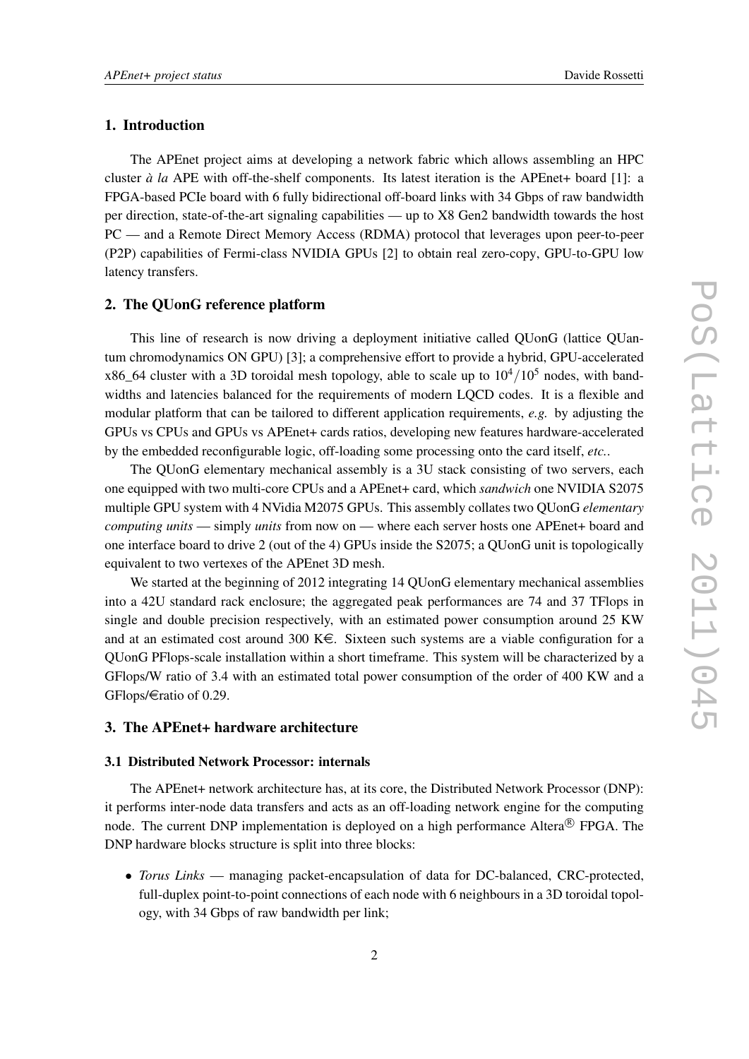## 1. Introduction

The APEnet project aims at developing a network fabric which allows assembling an HPC cluster *à la* APE with off-the-shelf components. Its latest iteration is the APEnet+ board [1]: a FPGA-based PCIe board with 6 fully bidirectional off-board links with 34 Gbps of raw bandwidth per direction, state-of-the-art signaling capabilities — up to X8 Gen2 bandwidth towards the host PC — and a Remote Direct Memory Access (RDMA) protocol that leverages upon peer-to-peer (P2P) capabilities of Fermi-class NVIDIA GPUs [2] to obtain real zero-copy, GPU-to-GPU low latency transfers.

## 2. The QUonG reference platform

This line of research is now driving a deployment initiative called QUonG (lattice QUantum chromodynamics ON GPU) [3]; a comprehensive effort to provide a hybrid, GPU-accelerated x86_64 cluster with a 3D toroidal mesh topology, able to scale up to $10^4/10^5$ nodes, with bandwidths and latencies balanced for the requirements of modern LQCD codes. It is a flexible and modular platform that can be tailored to different application requirements, *e.g.* by adjusting the GPUs vs CPUs and GPUs vs APEnet+ cards ratios, developing new features hardware-accelerated by the embedded reconfigurable logic, off-loading some processing onto the card itself, *etc.*.

The QUonG elementary mechanical assembly is a 3U stack consisting of two servers, each one equipped with two multi-core CPUs and a APEnet+ card, which *sandwich* one NVIDIA S2075 multiple GPU system with 4 NVidia M2075 GPUs. This assembly collates two QUonG *elementary computing units* — simply *units* from now on — where each server hosts one APEnet+ board and one interface board to drive 2 (out of the 4) GPUs inside the S2075; a QUonG unit is topologically equivalent to two vertexes of the APEnet 3D mesh.

We started at the beginning of 2012 integrating 14 QUonG elementary mechanical assemblies into a 42U standard rack enclosure; the aggregated peak performances are 74 and 37 TFlops in single and double precision respectively, with an estimated power consumption around 25 KW and at an estimated cost around 300 K€. Sixteen such systems are a viable configuration for a QUonG PFlops-scale installation within a short timeframe. This system will be characterized by a GFlops/W ratio of 3.4 with an estimated total power consumption of the order of 400 KW and a GFlops/€ratio of 0.29.

## 3. The APEnet+ hardware architecture

### 3.1 Distributed Network Processor: internals

The APEnet+ network architecture has, at its core, the Distributed Network Processor (DNP): it performs inter-node data transfers and acts as an off-loading network engine for the computing node. The current DNP implementation is deployed on a high performance Altera® FPGA. The DNP hardware blocks structure is split into three blocks:

- *Torus Links* — managing packet-encapsulation of data for DC-balanced, CRC-protected, full-duplex point-to-point connections of each node with 6 neighbours in a 3D toroidal topology, with 34 Gbps of raw bandwidth per link;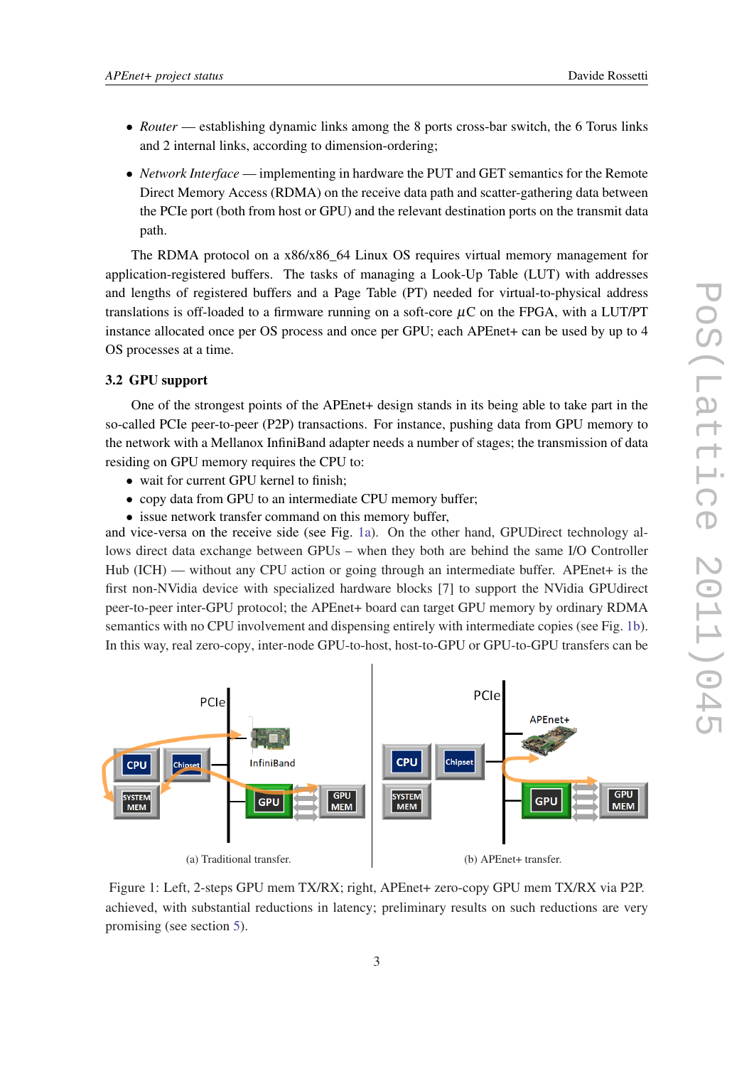- *Router* — establishing dynamic links among the 8 ports cross-bar switch, the 6 Torus links and 2 internal links, according to dimension-ordering;
- *Network Interface* — implementing in hardware the PUT and GET semantics for the Remote Direct Memory Access (RDMA) on the receive data path and scatter-gathering data between the PCIe port (both from host or GPU) and the relevant destination ports on the transmit data path.

The RDMA protocol on a x86/x86_64 Linux OS requires virtual memory management for application-registered buffers. The tasks of managing a Look-Up Table (LUT) with addresses and lengths of registered buffers and a Page Table (PT) needed for virtual-to-physical address translations is off-loaded to a firmware running on a soft-core $\mu$C on the FPGA, with a LUT/PT instance allocated once per OS process and once per GPU; each APEnet+ can be used by up to 4 OS processes at a time.

### 3.2 GPU support

One of the strongest points of the APEnet+ design stands in its being able to take part in the so-called PCIe peer-to-peer (P2P) transactions. For instance, pushing data from GPU memory to the network with a Mellanox InfiniBand adapter needs a number of stages; the transmission of data residing on GPU memory requires the CPU to:

- wait for current GPU kernel to finish;
- copy data from GPU to an intermediate CPU memory buffer;
- issue network transfer command on this memory buffer,

and vice-versa on the receive side (see Fig. 1a). On the other hand, GPUDirect technology allows direct data exchange between GPUs – when they both are behind the same I/O Controller Hub (ICH) — without any CPU action or going through an intermediate buffer. APEnet+ is the first non-NVidia device with specialized hardware blocks [7] to support the NVidia GPUdirect peer-to-peer inter-GPU protocol; the APEnet+ board can target GPU memory by ordinary RDMA semantics with no CPU involvement and dispensing entirely with intermediate copies (see Fig. 1b). In this way, real zero-copy, inter-node GPU-to-host, host-to-GPU or GPU-to-GPU transfers can be achieved, with substantial reductions in latency; preliminary results on such reductions are very promising (see section 5).

(a) Traditional transfer.

(b) APEnet+ transfer.

Figure 1: Left, 2-steps GPU mem TX/RX; right, APEnet+ zero-copy GPU mem TX/RX via P2P.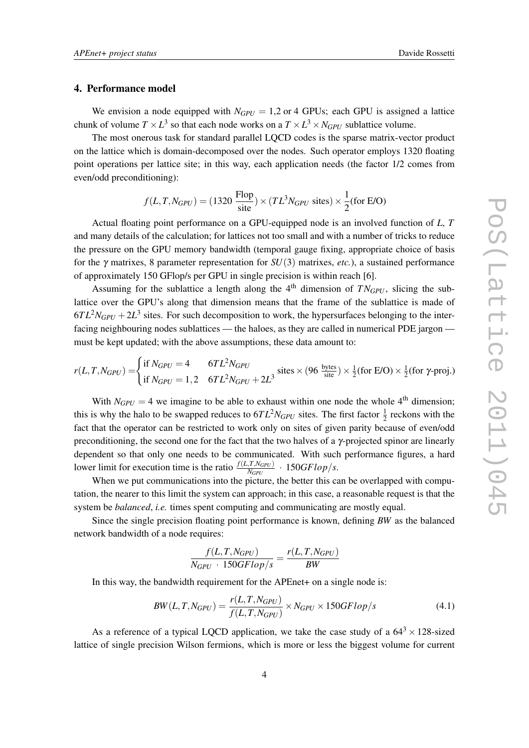## 4. Performance model

We envision a node equipped with $N_{GPU} = 1,2$ or 4 GPUs; each GPU is assigned a lattice chunk of volume $T \times L^3$ so that each node works on a $T \times L^3 \times N_{GPU}$ sublattice volume.

The most onerous task for standard parallel LQCD codes is the sparse matrix-vector product on the lattice which is domain-decomposed over the nodes. Such operator employs 1320 floating point operations per lattice site; in this way, each application needs (the factor 1/2 comes from even/odd preconditioning):

$$f(L,T,N_{GPU}) = (1320 \ \frac{\text{Flop}}{\text{site}}) \times (TL^3 N_{GPU} \text{ sites}) \times \frac{1}{2}(\text{for E/O})$$

Actual floating point performance on a GPU-equipped node is an involved function of $L$, $T$ and many details of the calculation; for lattices not too small and with a number of tricks to reduce the pressure on the GPU memory bandwidth (temporal gauge fixing, appropriate choice of basis for the $\gamma$ matrixes, 8 parameter representation for $SU(3)$ matrixes, *etc.*), a sustained performance of approximately 150 GFlop/s per GPU in single precision is within reach [6].

Assuming for the sublattice a length along the 4th dimension of $TN_{GPU}$, slicing the sublattice over the GPU's along that dimension means that the frame of the sublattice is made of $6TL^2N_{GPU} + 2L^3$ sites. For such decomposition to work, the hypersurfaces belonging to the interfacing neighbouring nodes sublattices — the haloes, as they are called in numerical PDE jargon — must be kept updated; with the above assumptions, these data amount to:

$$r(L,T,N_{GPU}) = \begin{cases} \text{if } N_{GPU} = 4 & 6TL^2N_{GPU} \\ \text{if } N_{GPU} = 1,2 & 6TL^2N_{GPU} + 2L^3 \end{cases} \text{sites} \times (96 \ \tfrac{\text{bytes}}{\text{site}}) \times \tfrac{1}{2}(\text{for E/O}) \times \tfrac{1}{2}(\text{for } \gamma\text{-proj.})$$

With $N_{GPU} = 4$ we imagine to be able to exhaust within one node the whole 4th dimension; this is why the halo to be swapped reduces to $6TL^2N_{GPU}$ sites. The first factor $\frac{1}{2}$ reckons with the fact that the operator can be restricted to work only on sites of given parity because of even/odd preconditioning, the second one for the fact that the two halves of a $\gamma$-projected spinor are linearly dependent so that only one needs to be communicated. With such performance figures, a hard lower limit for execution time is the ratio $\frac{f(L,T,N_{GPU})}{N_{GPU}} \cdot 150GFlop/s$.

When we put communications into the picture, the better this can be overlapped with computation, the nearer to this limit the system can approach; in this case, a reasonable request is that the system be *balanced*, *i.e.* times spent computing and communicating are mostly equal.

Since the single precision floating point performance is known, defining *BW* as the balanced network bandwidth of a node requires:

$$\frac{f(L,T,N_{GPU})}{N_{GPU} \cdot 150GFlop/s} = \frac{r(L,T,N_{GPU})}{BW}$$

In this way, the bandwidth requirement for the APEnet+ on a single node is:

$$BW(L,T,N_{GPU}) = \frac{r(L,T,N_{GPU})}{f(L,T,N_{GPU})} \times N_{GPU} \times 150GFlop/s \tag{4.1}$$

As a reference of a typical LQCD application, we take the case study of a $64^3 \times 128$-sized lattice of single precision Wilson fermions, which is more or less the biggest volume for current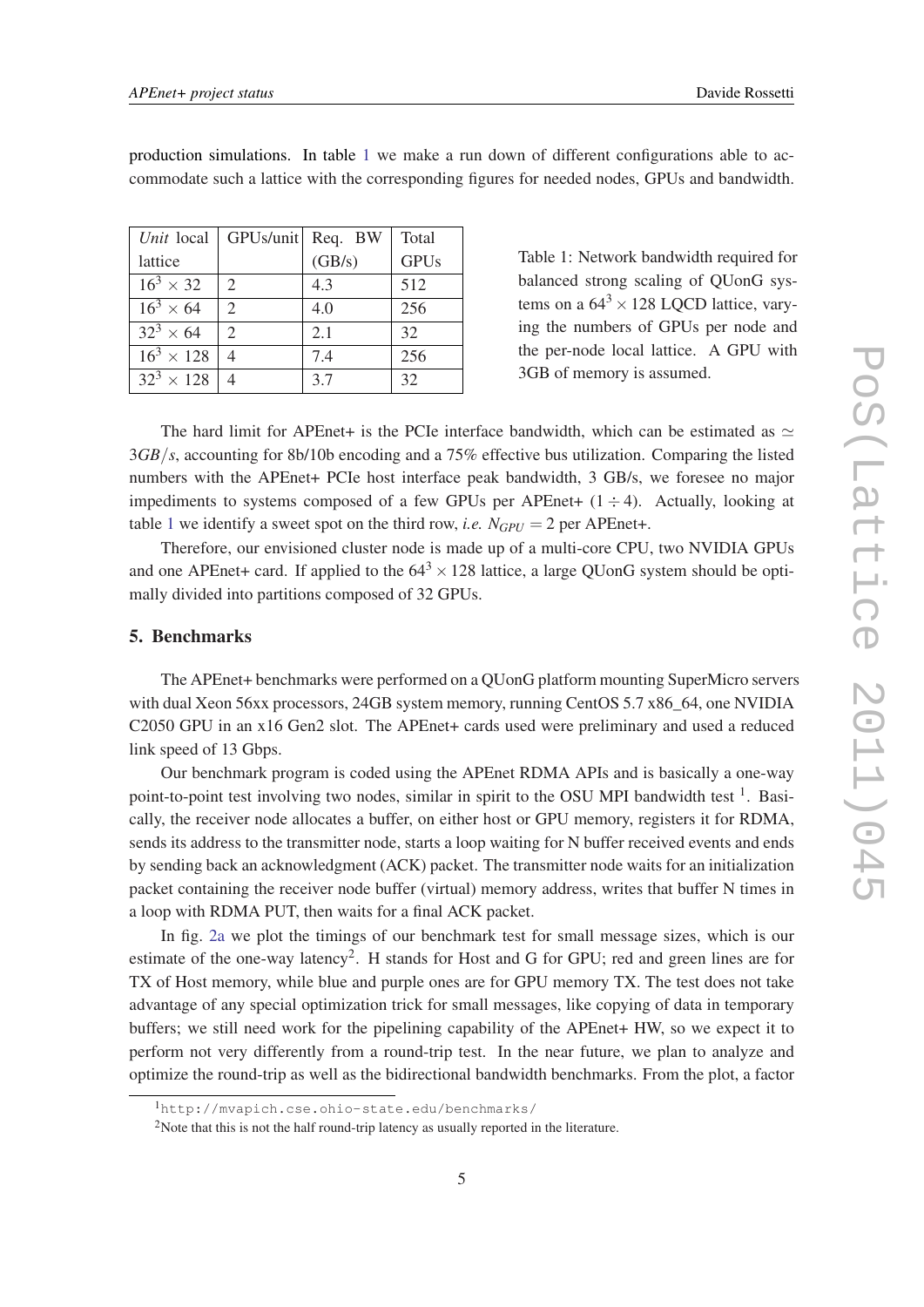production simulations. In table 1 we make a run down of different configurations able to accommodate such a lattice with the corresponding figures for needed nodes, GPUs and bandwidth.

| *Unit* local lattice | GPUs/unit | Req. BW (GB/s) | Total GPUs |
|---|---|---|---|
| $16^3 \times 32$ | 2 | 4.3 | 512 |
| $16^3 \times 64$ | 2 | 4.0 | 256 |
| $32^3 \times 64$ | 2 | 2.1 | 32 |
| $16^3 \times 128$ | 4 | 7.4 | 256 |
| $32^3 \times 128$ | 4 | 3.7 | 32 |

Table 1: Network bandwidth required for balanced strong scaling of QUonG systems on a $64^3 \times 128$ LQCD lattice, varying the numbers of GPUs per node and the per-node local lattice. A GPU with 3GB of memory is assumed.

The hard limit for APEnet+ is the PCIe interface bandwidth, which can be estimated as $\simeq 3GB/s$, accounting for 8b/10b encoding and a 75% effective bus utilization. Comparing the listed numbers with the APEnet+ PCIe host interface peak bandwidth, 3 GB/s, we foresee no major impediments to systems composed of a few GPUs per APEnet+ ($1 \div 4$). Actually, looking at table 1 we identify a sweet spot on the third row, *i.e.* $N_{GPU} = 2$ per APEnet+.

Therefore, our envisioned cluster node is made up of a multi-core CPU, two NVIDIA GPUs and one APEnet+ card. If applied to the $64^3 \times 128$ lattice, a large QUonG system should be optimally divided into partitions composed of 32 GPUs.

## 5. Benchmarks

The APEnet+ benchmarks were performed on a QUonG platform mounting SuperMicro servers with dual Xeon 56xx processors, 24GB system memory, running CentOS 5.7 x86_64, one NVIDIA C2050 GPU in an x16 Gen2 slot. The APEnet+ cards used were preliminary and used a reduced link speed of 13 Gbps.

Our benchmark program is coded using the APEnet RDMA APIs and is basically a one-way point-to-point test involving two nodes, similar in spirit to the OSU MPI bandwidth test [1]. Basically, the receiver node allocates a buffer, on either host or GPU memory, registers it for RDMA, sends its address to the transmitter node, starts a loop waiting for N buffer received events and ends by sending back an acknowledgment (ACK) packet. The transmitter node waits for an initialization packet containing the receiver node buffer (virtual) memory address, writes that buffer N times in a loop with RDMA PUT, then waits for a final ACK packet.

In fig. 2a we plot the timings of our benchmark test for small message sizes, which is our estimate of the one-way latency[2]. H stands for Host and G for GPU; red and green lines are for TX of Host memory, while blue and purple ones are for GPU memory TX. The test does not take advantage of any special optimization trick for small messages, like copying of data in temporary buffers; we still need work for the pipelining capability of the APEnet+ HW, so we expect it to perform not very differently from a round-trip test. In the near future, we plan to analyze and optimize the round-trip as well as the bidirectional bandwidth benchmarks. From the plot, a factor

[1] http://mvapich.cse.ohio-state.edu/benchmarks/

[2] Note that this is not the half round-trip latency as usually reported in the literature.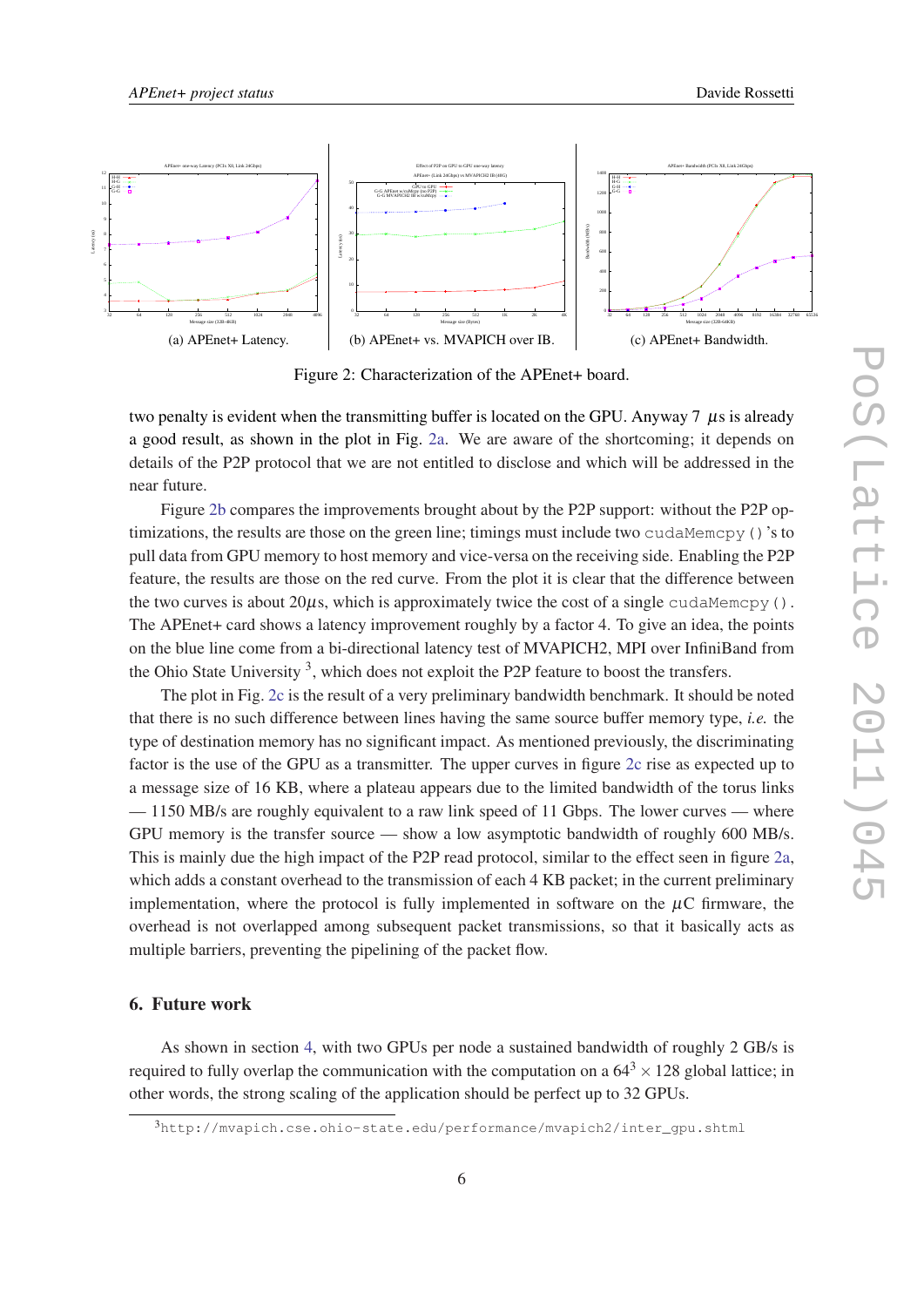(a) APEnet+ Latency.

(b) APEnet+ vs. MVAPICH over IB.

(c) APEnet+ Bandwidth.

Figure 2: Characterization of the APEnet+ board.

two penalty is evident when the transmitting buffer is located on the GPU. Anyway 7 $\mu$s is already a good result, as shown in the plot in Fig. 2a. We are aware of the shortcoming; it depends on details of the P2P protocol that we are not entitled to disclose and which will be addressed in the near future.

Figure 2b compares the improvements brought about by the P2P support: without the P2P optimizations, the results are those on the green line; timings must include two `cudaMemcpy()`'s to pull data from GPU memory to host memory and vice-versa on the receiving side. Enabling the P2P feature, the results are those on the red curve. From the plot it is clear that the difference between the two curves is about 20$\mu$s, which is approximately twice the cost of a single `cudaMemcpy()`. The APEnet+ card shows a latency improvement roughly by a factor 4. To give an idea, the points on the blue line come from a bi-directional latency test of MVAPICH2, MPI over InfiniBand from the Ohio State University [3], which does not exploit the P2P feature to boost the transfers.

The plot in Fig. 2c is the result of a very preliminary bandwidth benchmark. It should be noted that there is no such difference between lines having the same source buffer memory type, *i.e.* the type of destination memory has no significant impact. As mentioned previously, the discriminating factor is the use of the GPU as a transmitter. The upper curves in figure 2c rise as expected up to a message size of 16 KB, where a plateau appears due to the limited bandwidth of the torus links — 1150 MB/s are roughly equivalent to a raw link speed of 11 Gbps. The lower curves — where GPU memory is the transfer source — show a low asymptotic bandwidth of roughly 600 MB/s. This is mainly due the high impact of the P2P read protocol, similar to the effect seen in figure 2a, which adds a constant overhead to the transmission of each 4 KB packet; in the current preliminary implementation, where the protocol is fully implemented in software on the $\mu$C firmware, the overhead is not overlapped among subsequent packet transmissions, so that it basically acts as multiple barriers, preventing the pipelining of the packet flow.

## 6. Future work

As shown in section 4, with two GPUs per node a sustained bandwidth of roughly 2 GB/s is required to fully overlap the communication with the computation on a $64^3 \times 128$ global lattice; in other words, the strong scaling of the application should be perfect up to 32 GPUs.

[3] `http://mvapich.cse.ohio-state.edu/performance/mvapich2/inter_gpu.shtml`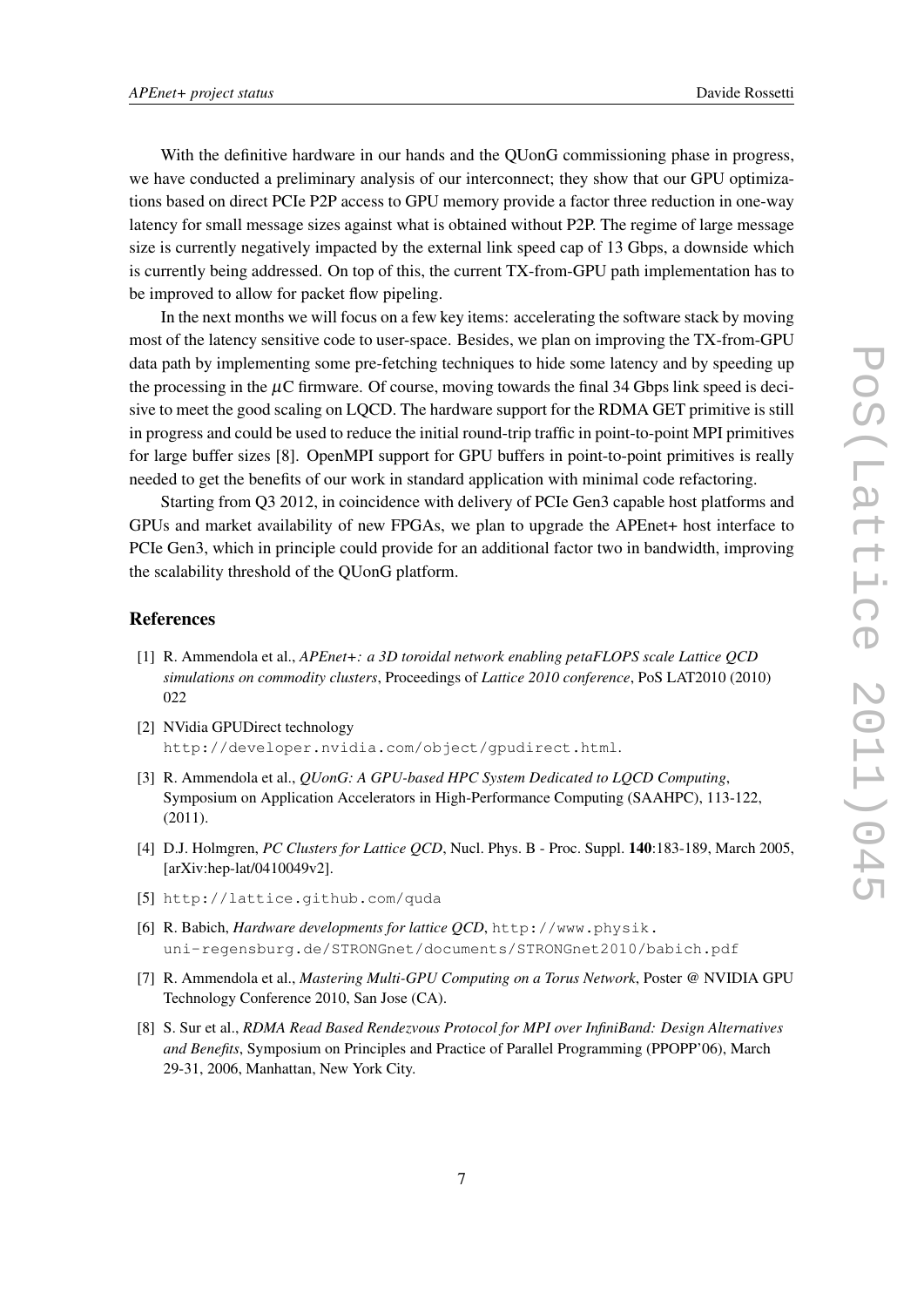With the definitive hardware in our hands and the QUonG commissioning phase in progress, we have conducted a preliminary analysis of our interconnect; they show that our GPU optimizations based on direct PCIe P2P access to GPU memory provide a factor three reduction in one-way latency for small message sizes against what is obtained without P2P. The regime of large message size is currently negatively impacted by the external link speed cap of 13 Gbps, a downside which is currently being addressed. On top of this, the current TX-from-GPU path implementation has to be improved to allow for packet flow pipeling.

In the next months we will focus on a few key items: accelerating the software stack by moving most of the latency sensitive code to user-space. Besides, we plan on improving the TX-from-GPU data path by implementing some pre-fetching techniques to hide some latency and by speeding up the processing in the $\mu$C firmware. Of course, moving towards the final 34 Gbps link speed is decisive to meet the good scaling on LQCD. The hardware support for the RDMA GET primitive is still in progress and could be used to reduce the initial round-trip traffic in point-to-point MPI primitives for large buffer sizes [8]. OpenMPI support for GPU buffers in point-to-point primitives is really needed to get the benefits of our work in standard application with minimal code refactoring.

Starting from Q3 2012, in coincidence with delivery of PCIe Gen3 capable host platforms and GPUs and market availability of new FPGAs, we plan to upgrade the APEnet+ host interface to PCIe Gen3, which in principle could provide for an additional factor two in bandwidth, improving the scalability threshold of the QUonG platform.

## References

[1] R. Ammendola et al., *APEnet+: a 3D toroidal network enabling petaFLOPS scale Lattice QCD simulations on commodity clusters*, Proceedings of *Lattice 2010 conference*, PoS LAT2010 (2010) 022

[2] NVidia GPUDirect technology http://developer.nvidia.com/object/gpudirect.html.

[3] R. Ammendola et al., *QUonG: A GPU-based HPC System Dedicated to LQCD Computing*, Symposium on Application Accelerators in High-Performance Computing (SAAHPC), 113-122, (2011).

[4] D.J. Holmgren, *PC Clusters for Lattice QCD*, Nucl. Phys. B - Proc. Suppl. **140**:183-189, March 2005, [arXiv:hep-lat/0410049v2].

[5] http://lattice.github.com/quda

[6] R. Babich, *Hardware developments for lattice QCD*, http://www.physik.uni-regensburg.de/STRONGnet/documents/STRONGnet2010/babich.pdf

[7] R. Ammendola et al., *Mastering Multi-GPU Computing on a Torus Network*, Poster @ NVIDIA GPU Technology Conference 2010, San Jose (CA).

[8] S. Sur et al., *RDMA Read Based Rendezvous Protocol for MPI over InfiniBand: Design Alternatives and Benefits*, Symposium on Principles and Practice of Parallel Programming (PPOPP'06), March 29-31, 2006, Manhattan, New York City.